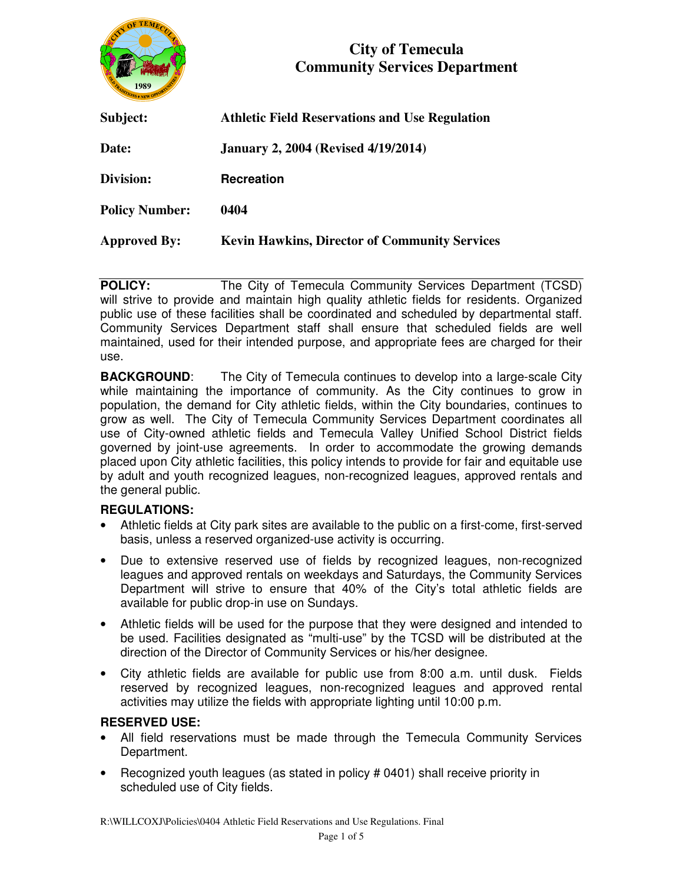# City of Temecula
## Community Services Department

**Subject:** **Athletic Field Reservations and Use Regulation**

**Date:** **January 2, 2004 (Revised 4/19/2014)**

**Division:** **Recreation**

**Policy Number:** **0404**

**Approved By:** **Kevin Hawkins, Director of Community Services**

---

**POLICY:** The City of Temecula Community Services Department (TCSD) will strive to provide and maintain high quality athletic fields for residents. Organized public use of these facilities shall be coordinated and scheduled by departmental staff. Community Services Department staff shall ensure that scheduled fields are well maintained, used for their intended purpose, and appropriate fees are charged for their use.

**BACKGROUND**: The City of Temecula continues to develop into a large-scale City while maintaining the importance of community. As the City continues to grow in population, the demand for City athletic fields, within the City boundaries, continues to grow as well. The City of Temecula Community Services Department coordinates all use of City-owned athletic fields and Temecula Valley Unified School District fields governed by joint-use agreements. In order to accommodate the growing demands placed upon City athletic facilities, this policy intends to provide for fair and equitable use by adult and youth recognized leagues, non-recognized leagues, approved rentals and the general public.

**REGULATIONS:**

- Athletic fields at City park sites are available to the public on a first-come, first-served basis, unless a reserved organized-use activity is occurring.
- Due to extensive reserved use of fields by recognized leagues, non-recognized leagues and approved rentals on weekdays and Saturdays, the Community Services Department will strive to ensure that 40% of the City's total athletic fields are available for public drop-in use on Sundays.
- Athletic fields will be used for the purpose that they were designed and intended to be used. Facilities designated as "multi-use" by the TCSD will be distributed at the direction of the Director of Community Services or his/her designee.
- City athletic fields are available for public use from 8:00 a.m. until dusk. Fields reserved by recognized leagues, non-recognized leagues and approved rental activities may utilize the fields with appropriate lighting until 10:00 p.m.

**RESERVED USE:**

- All field reservations must be made through the Temecula Community Services Department.
- Recognized youth leagues (as stated in policy # 0401) shall receive priority in scheduled use of City fields.

R:\WILLCOXJ\Policies\0404 Athletic Field Reservations and Use Regulations. Final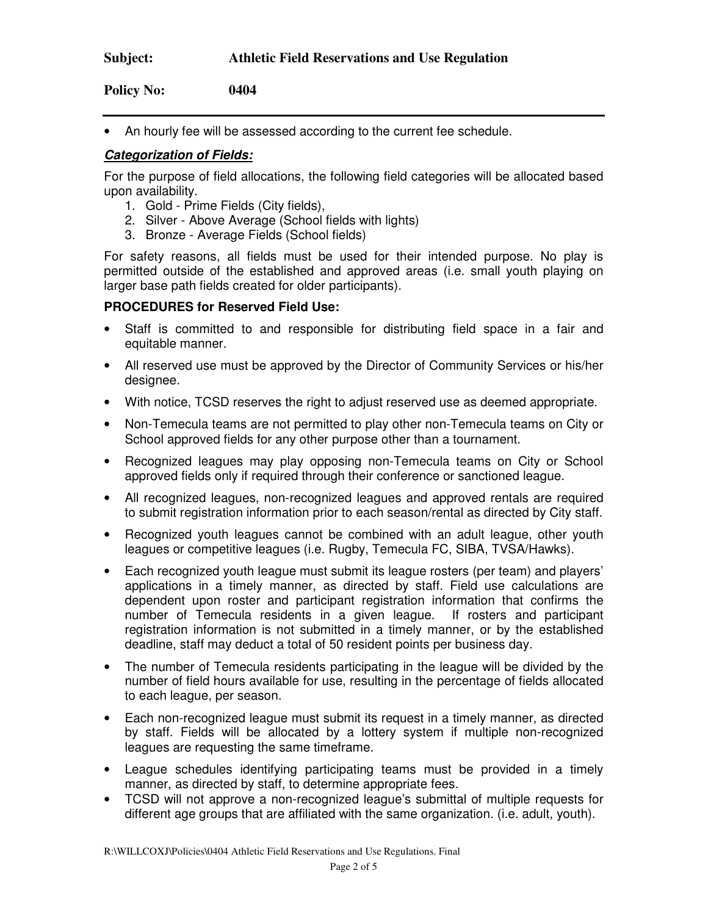- An hourly fee will be assessed according to the current fee schedule.

***Categorization of Fields:***

For the purpose of field allocations, the following field categories will be allocated based upon availability.

1. Gold - Prime Fields (City fields),
2. Silver - Above Average (School fields with lights)
3. Bronze - Average Fields (School fields)

For safety reasons, all fields must be used for their intended purpose. No play is permitted outside of the established and approved areas (i.e. small youth playing on larger base path fields created for older participants).

**PROCEDURES for Reserved Field Use:**

- Staff is committed to and responsible for distributing field space in a fair and equitable manner.
- All reserved use must be approved by the Director of Community Services or his/her designee.
- With notice, TCSD reserves the right to adjust reserved use as deemed appropriate.
- Non-Temecula teams are not permitted to play other non-Temecula teams on City or School approved fields for any other purpose other than a tournament.
- Recognized leagues may play opposing non-Temecula teams on City or School approved fields only if required through their conference or sanctioned league.
- All recognized leagues, non-recognized leagues and approved rentals are required to submit registration information prior to each season/rental as directed by City staff.
- Recognized youth leagues cannot be combined with an adult league, other youth leagues or competitive leagues (i.e. Rugby, Temecula FC, SIBA, TVSA/Hawks).
- Each recognized youth league must submit its league rosters (per team) and players' applications in a timely manner, as directed by staff. Field use calculations are dependent upon roster and participant registration information that confirms the number of Temecula residents in a given league. If rosters and participant registration information is not submitted in a timely manner, or by the established deadline, staff may deduct a total of 50 resident points per business day.
- The number of Temecula residents participating in the league will be divided by the number of field hours available for use, resulting in the percentage of fields allocated to each league, per season.
- Each non-recognized league must submit its request in a timely manner, as directed by staff. Fields will be allocated by a lottery system if multiple non-recognized leagues are requesting the same timeframe.
- League schedules identifying participating teams must be provided in a timely manner, as directed by staff, to determine appropriate fees.
- TCSD will not approve a non-recognized league's submittal of multiple requests for different age groups that are affiliated with the same organization. (i.e. adult, youth).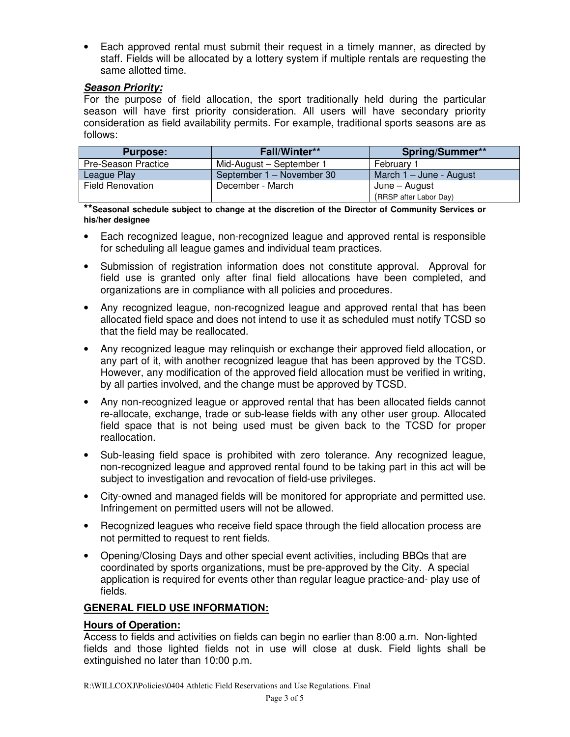- Each approved rental must submit their request in a timely manner, as directed by staff. Fields will be allocated by a lottery system if multiple rentals are requesting the same allotted time.

***Season Priority:***

For the purpose of field allocation, the sport traditionally held during the particular season will have first priority consideration. All users will have secondary priority consideration as field availability permits. For example, traditional sports seasons are as follows:

| Purpose: | Fall/Winter** | Spring/Summer** |
|---|---|---|
| Pre-Season Practice | Mid-August – September 1 | February 1 |
| League Play | September 1 – November 30 | March 1 – June - August |
| Field Renovation | December - March | June – August (RRSP after Labor Day) |

****Seasonal schedule subject to change at the discretion of the Director of Community Services or his/her designee**

- Each recognized league, non-recognized league and approved rental is responsible for scheduling all league games and individual team practices.
- Submission of registration information does not constitute approval. Approval for field use is granted only after final field allocations have been completed, and organizations are in compliance with all policies and procedures.
- Any recognized league, non-recognized league and approved rental that has been allocated field space and does not intend to use it as scheduled must notify TCSD so that the field may be reallocated.
- Any recognized league may relinquish or exchange their approved field allocation, or any part of it, with another recognized league that has been approved by the TCSD. However, any modification of the approved field allocation must be verified in writing, by all parties involved, and the change must be approved by TCSD.
- Any non-recognized league or approved rental that has been allocated fields cannot re-allocate, exchange, trade or sub-lease fields with any other user group. Allocated field space that is not being used must be given back to the TCSD for proper reallocation.
- Sub-leasing field space is prohibited with zero tolerance. Any recognized league, non-recognized league and approved rental found to be taking part in this act will be subject to investigation and revocation of field-use privileges.
- City-owned and managed fields will be monitored for appropriate and permitted use. Infringement on permitted users will not be allowed.
- Recognized leagues who receive field space through the field allocation process are not permitted to request to rent fields.
- Opening/Closing Days and other special event activities, including BBQs that are coordinated by sports organizations, must be pre-approved by the City. A special application is required for events other than regular league practice-and- play use of fields.

## GENERAL FIELD USE INFORMATION:

**Hours of Operation:**

Access to fields and activities on fields can begin no earlier than 8:00 a.m. Non-lighted fields and those lighted fields not in use will close at dusk. Field lights shall be extinguished no later than 10:00 p.m.

R:\WILLCOXJ\Policies\0404 Athletic Field Reservations and Use Regulations. Final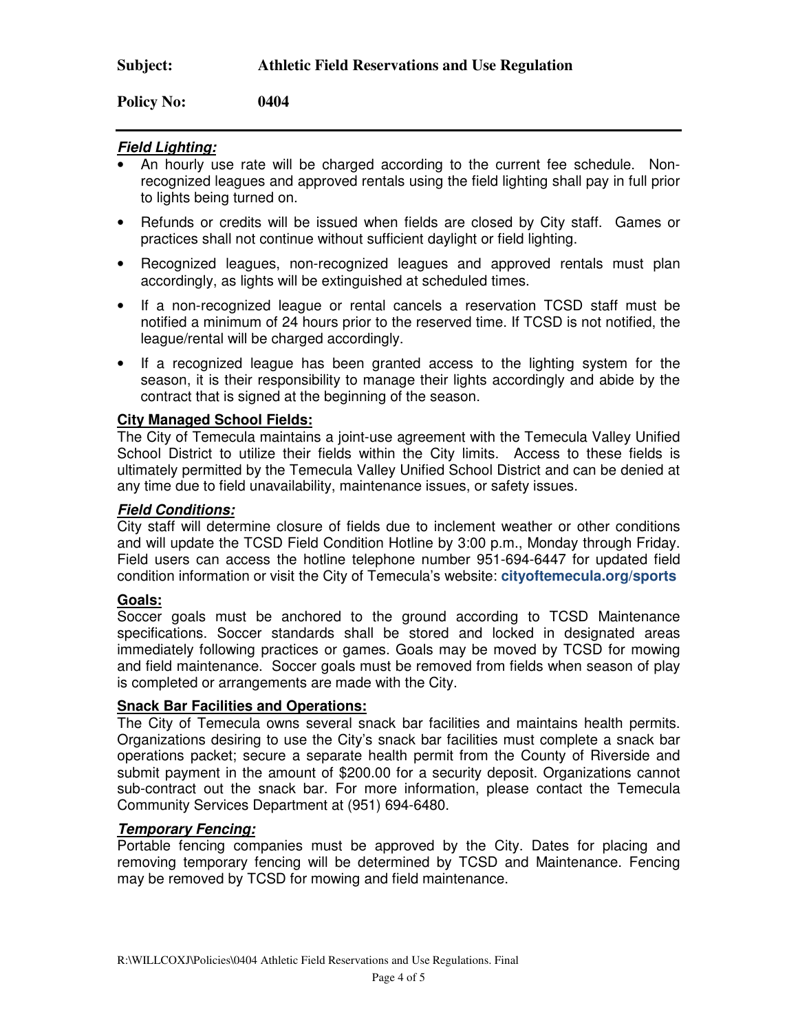***Field Lighting:***

- An hourly use rate will be charged according to the current fee schedule. Non-recognized leagues and approved rentals using the field lighting shall pay in full prior to lights being turned on.
- Refunds or credits will be issued when fields are closed by City staff. Games or practices shall not continue without sufficient daylight or field lighting.
- Recognized leagues, non-recognized leagues and approved rentals must plan accordingly, as lights will be extinguished at scheduled times.
- If a non-recognized league or rental cancels a reservation TCSD staff must be notified a minimum of 24 hours prior to the reserved time. If TCSD is not notified, the league/rental will be charged accordingly.
- If a recognized league has been granted access to the lighting system for the season, it is their responsibility to manage their lights accordingly and abide by the contract that is signed at the beginning of the season.

**City Managed School Fields:**

The City of Temecula maintains a joint-use agreement with the Temecula Valley Unified School District to utilize their fields within the City limits. Access to these fields is ultimately permitted by the Temecula Valley Unified School District and can be denied at any time due to field unavailability, maintenance issues, or safety issues.

***Field Conditions:***

City staff will determine closure of fields due to inclement weather or other conditions and will update the TCSD Field Condition Hotline by 3:00 p.m., Monday through Friday. Field users can access the hotline telephone number 951-694-6447 for updated field condition information or visit the City of Temecula's website: **cityoftemecula.org/sports**

**Goals:**

Soccer goals must be anchored to the ground according to TCSD Maintenance specifications. Soccer standards shall be stored and locked in designated areas immediately following practices or games. Goals may be moved by TCSD for mowing and field maintenance. Soccer goals must be removed from fields when season of play is completed or arrangements are made with the City.

**Snack Bar Facilities and Operations:**

The City of Temecula owns several snack bar facilities and maintains health permits. Organizations desiring to use the City's snack bar facilities must complete a snack bar operations packet; secure a separate health permit from the County of Riverside and submit payment in the amount of $200.00 for a security deposit. Organizations cannot sub-contract out the snack bar. For more information, please contact the Temecula Community Services Department at (951) 694-6480.

***Temporary Fencing:***

Portable fencing companies must be approved by the City. Dates for placing and removing temporary fencing will be determined by TCSD and Maintenance. Fencing may be removed by TCSD for mowing and field maintenance.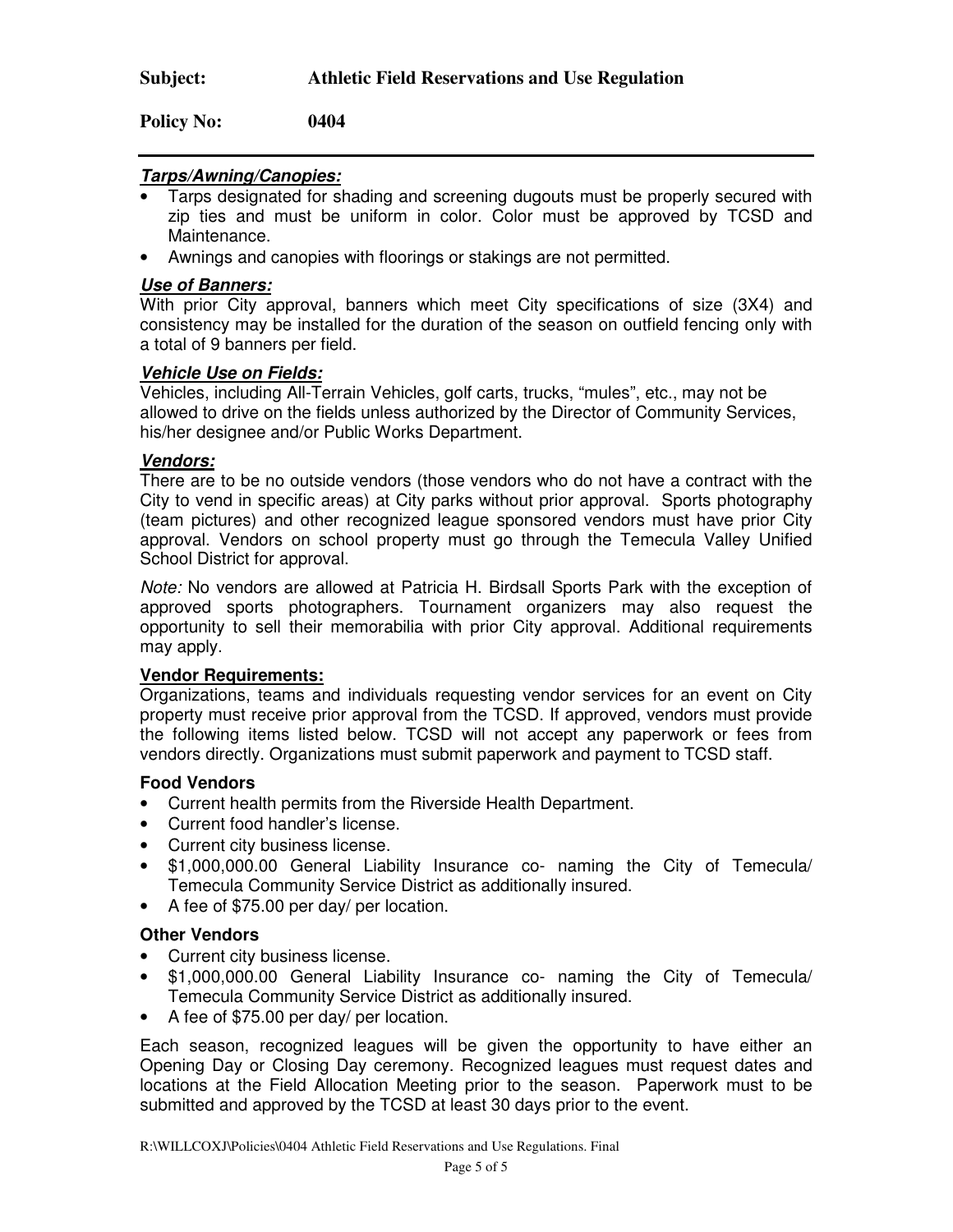***Tarps/Awning/Canopies:***

- Tarps designated for shading and screening dugouts must be properly secured with zip ties and must be uniform in color. Color must be approved by TCSD and Maintenance.
- Awnings and canopies with floorings or stakings are not permitted.

***Use of Banners:***

With prior City approval, banners which meet City specifications of size (3X4) and consistency may be installed for the duration of the season on outfield fencing only with a total of 9 banners per field.

***Vehicle Use on Fields:***

Vehicles, including All-Terrain Vehicles, golf carts, trucks, "mules", etc., may not be allowed to drive on the fields unless authorized by the Director of Community Services, his/her designee and/or Public Works Department.

***Vendors:***

There are to be no outside vendors (those vendors who do not have a contract with the City to vend in specific areas) at City parks without prior approval. Sports photography (team pictures) and other recognized league sponsored vendors must have prior City approval. Vendors on school property must go through the Temecula Valley Unified School District for approval.

*Note:* No vendors are allowed at Patricia H. Birdsall Sports Park with the exception of approved sports photographers. Tournament organizers may also request the opportunity to sell their memorabilia with prior City approval. Additional requirements may apply.

**Vendor Requirements:**

Organizations, teams and individuals requesting vendor services for an event on City property must receive prior approval from the TCSD. If approved, vendors must provide the following items listed below. TCSD will not accept any paperwork or fees from vendors directly. Organizations must submit paperwork and payment to TCSD staff.

**Food Vendors**

- Current health permits from the Riverside Health Department.
- Current food handler's license.
- Current city business license.
- $1,000,000.00 General Liability Insurance co- naming the City of Temecula/ Temecula Community Service District as additionally insured.
- A fee of $75.00 per day/ per location.

**Other Vendors**

- Current city business license.
- $1,000,000.00 General Liability Insurance co- naming the City of Temecula/ Temecula Community Service District as additionally insured.
- A fee of $75.00 per day/ per location.

Each season, recognized leagues will be given the opportunity to have either an Opening Day or Closing Day ceremony. Recognized leagues must request dates and locations at the Field Allocation Meeting prior to the season. Paperwork must to be submitted and approved by the TCSD at least 30 days prior to the event.